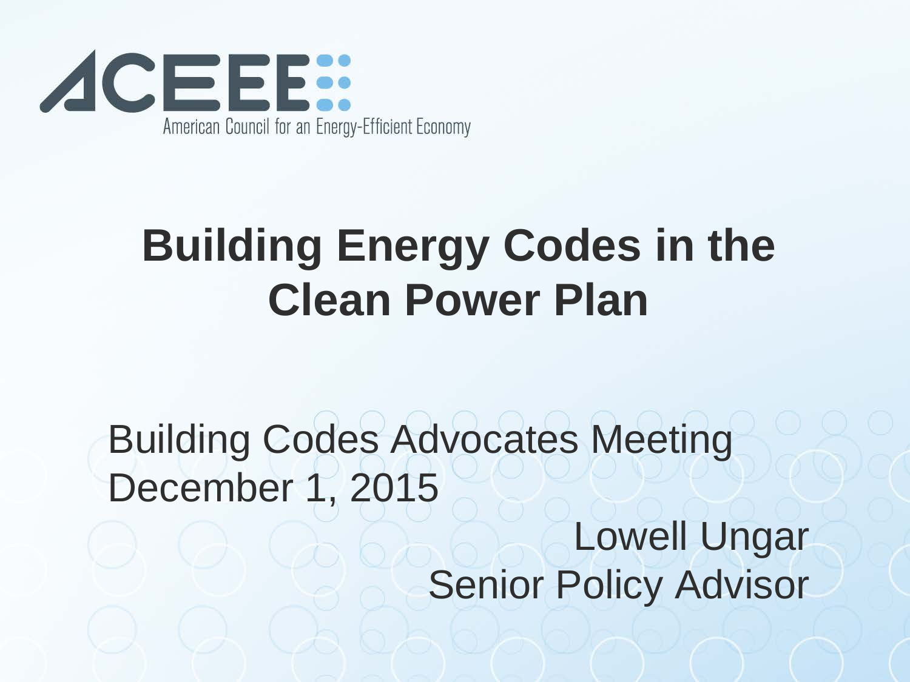ACEEE

American Council for an Energy-Efficient Economy

# Building Energy Codes in the Clean Power Plan

Building Codes Advocates Meeting
December 1, 2015

Lowell Ungar
Senior Policy Advisor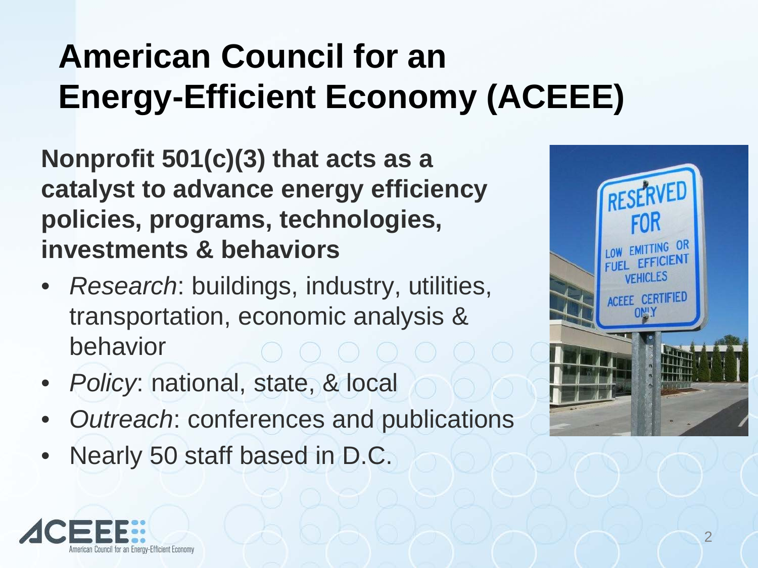# American Council for an Energy-Efficient Economy (ACEEE)

**Nonprofit 501(c)(3) that acts as a catalyst to advance energy efficiency policies, programs, technologies, investments & behaviors**

- *Research*: buildings, industry, utilities, transportation, economic analysis & behavior
- *Policy*: national, state, & local
- *Outreach*: conferences and publications
- Nearly 50 staff based in D.C.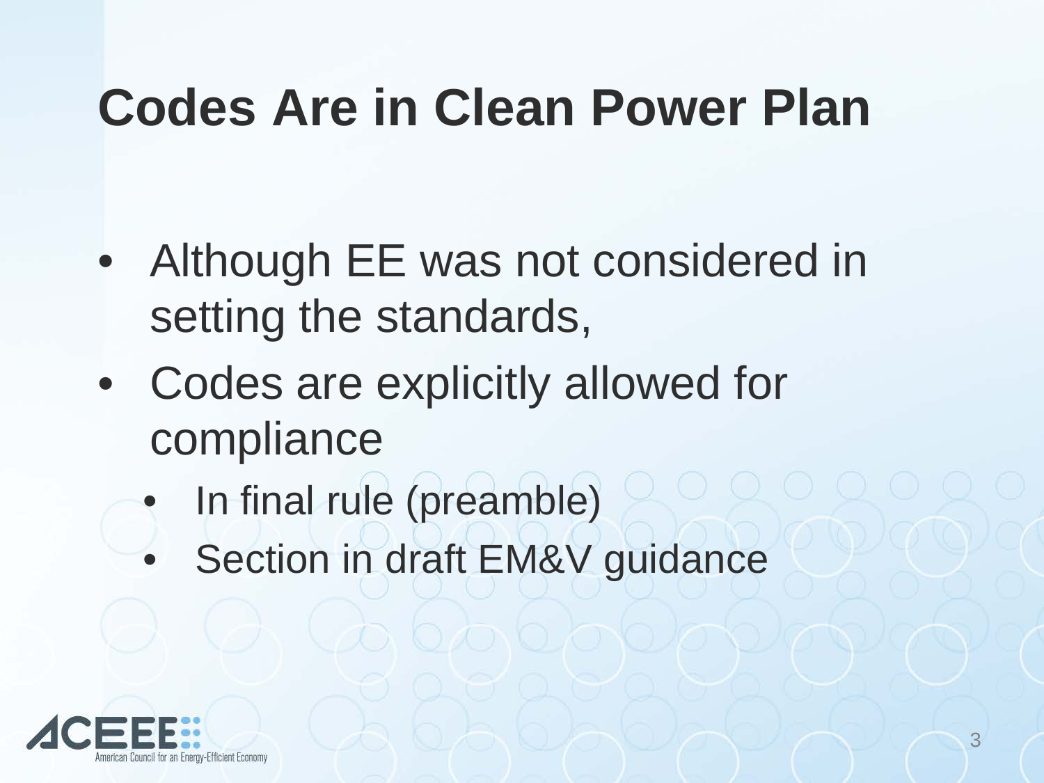# Codes Are in Clean Power Plan

- Although EE was not considered in setting the standards,
- Codes are explicitly allowed for compliance
  - In final rule (preamble)
  - Section in draft EM&V guidance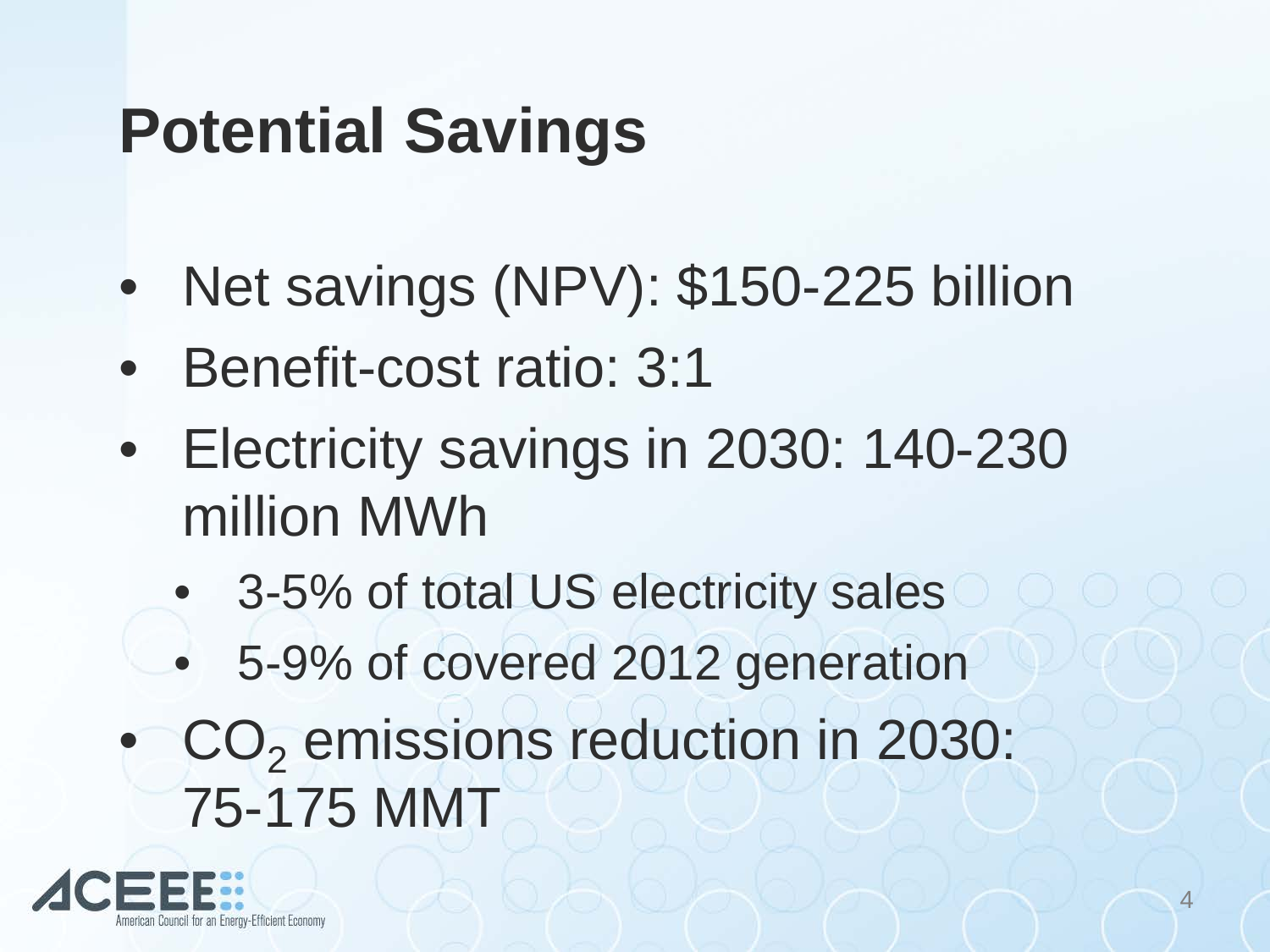# Potential Savings

- Net savings (NPV): $150-225 billion
- Benefit-cost ratio: 3:1
- Electricity savings in 2030: 140-230 million MWh
  - 3-5% of total US electricity sales
  - 5-9% of covered 2012 generation
- $CO_2$ emissions reduction in 2030: 75-175 MMT

ACEEE American Council for an Energy-Efficient Economy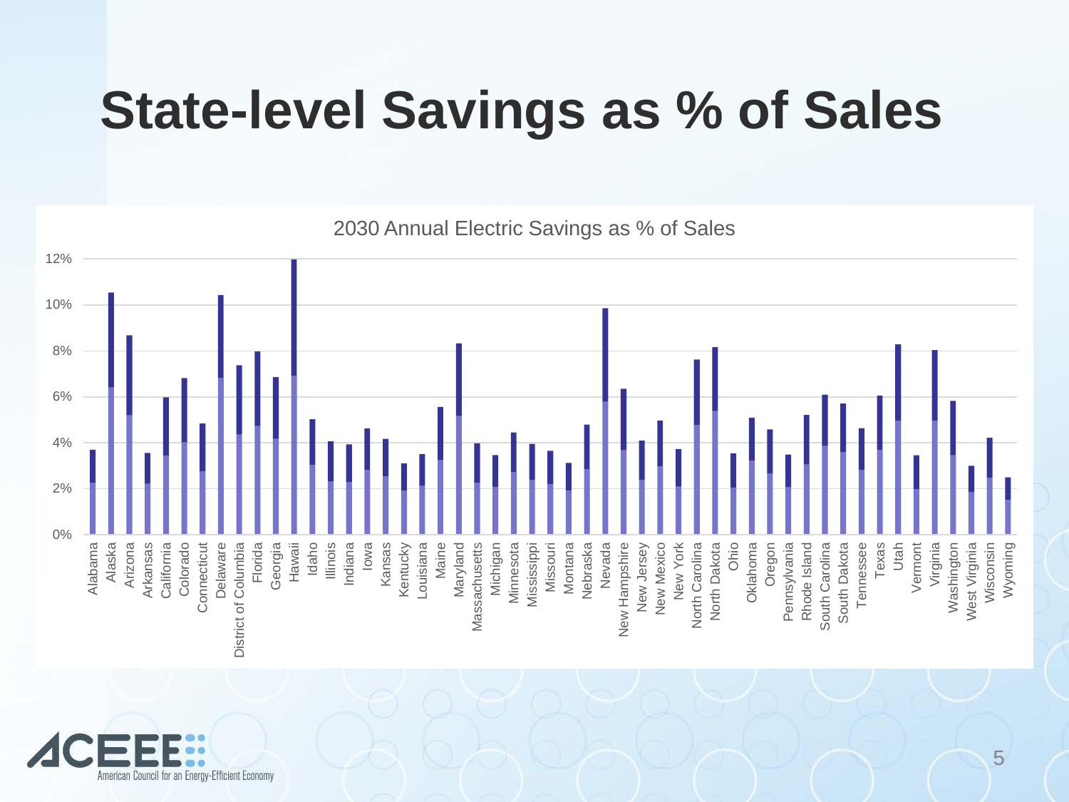# State-level Savings as % of Sales

2030 Annual Electric Savings as % of Sales

12%
10%
8%
6%
4%
2%
0%

Alabama
Alaska
Arizona
Arkansas
California
Colorado
Connecticut
Delaware
District of Columbia
Florida
Georgia
Hawaii
Idaho
Illinois
Indiana
Iowa
Kansas
Kentucky
Louisiana
Maine
Maryland
Massachusetts
Michigan
Minnesota
Mississippi
Missouri
Montana
Nebraska
Nevada
New Hampshire
New Jersey
New Mexico
New York
North Carolina
North Dakota
Ohio
Oklahoma
Oregon
Pennsylvania
Rhode Island
South Carolina
South Dakota
Tennessee
Texas
Utah
Vermont
Virginia
Washington
West Virginia
Wisconsin
Wyoming

ACEEE
American Council for an Energy-Efficient Economy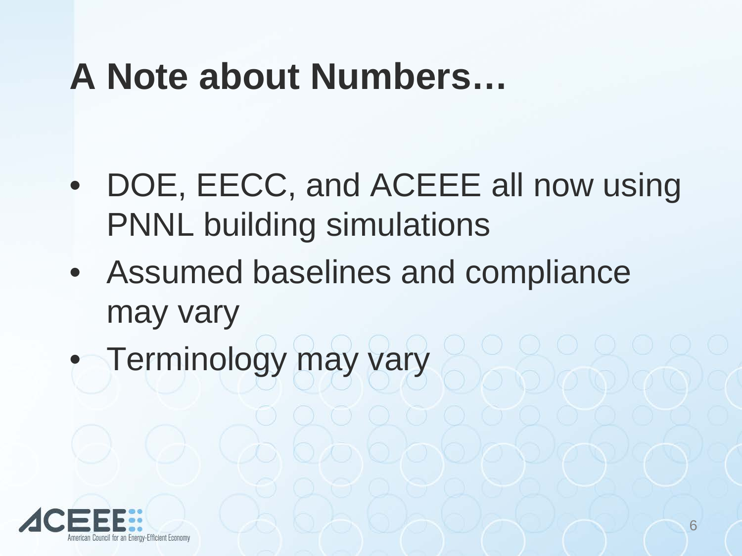# A Note about Numbers…

- DOE, EECC, and ACEEE all now using PNNL building simulations
- Assumed baselines and compliance may vary
- Terminology may vary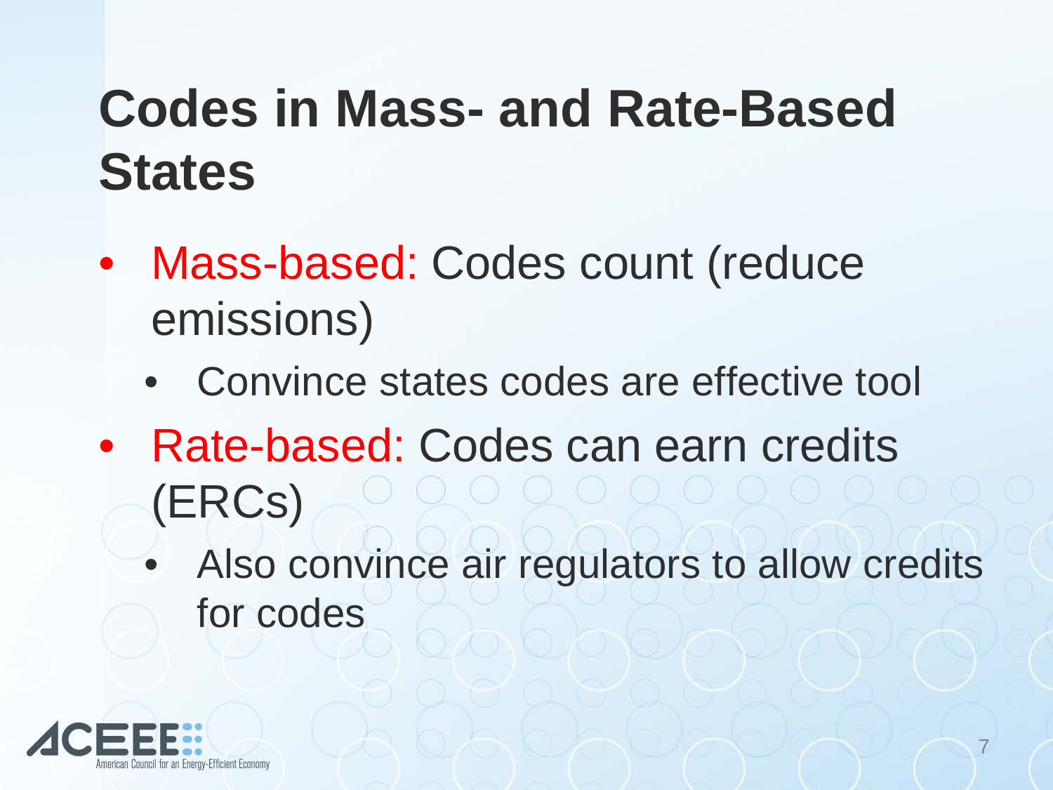# Codes in Mass- and Rate-Based States

- Mass-based: Codes count (reduce emissions)
  - Convince states codes are effective tool
- Rate-based: Codes can earn credits (ERCs)
  - Also convince air regulators to allow credits for codes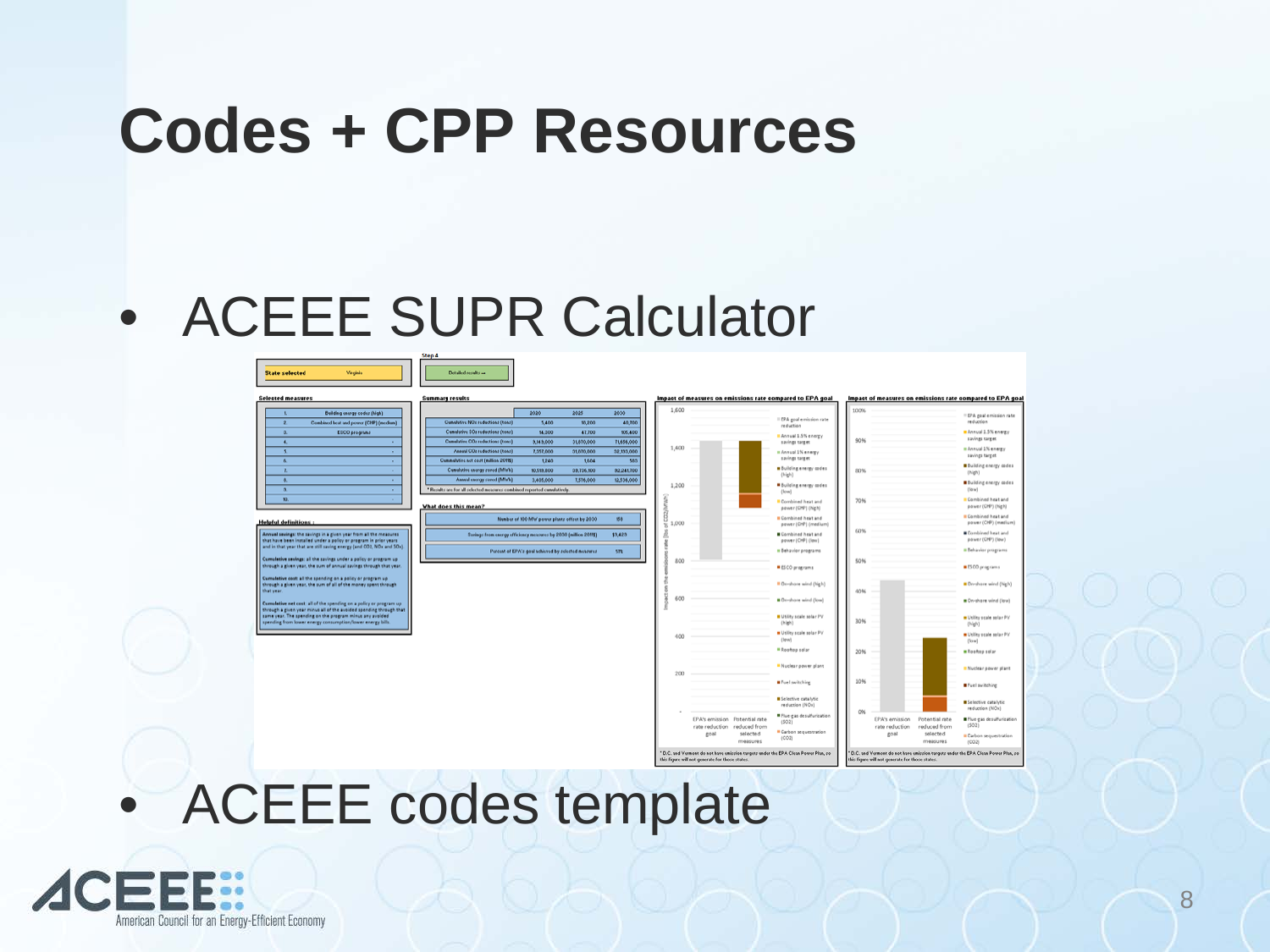# Codes + CPP Resources

- ACEEE SUPR Calculator

| | |
|---|---|
| State selected | Virginia |

Step 4

Detailed results →

**Selected measures**

| | |
|---|---|
| 1. | Building energy codes (high) |
| 2. | Combined heat and power (CHP) (medium) |
| 3. | ESCO programs |
| 4. | - |
| 5. | - |
| 6. | - |
| 7. | - |
| 8. | - |
| 9. | - |
| 10. | - |

**Summary results**

| | 2020 | 2025 | 2030 |
|---|---|---|---|
| Cumulative NOx reductions (tons) | 5,400 | 18,200 | 40,700 |
| Cumulative SO2 reductions (tons) | 14,300 | 47,700 | 105,600 |
| Cumulative CO2 reductions (tons) | 3,149,000 | 31,070,000 | 71,656,000 |
| Annual CO2 reductions (tons) | 2,357,000 | 31,070,000 | 32,193,000 |
| Cumulative net cost (million 2011$) | 1,240 | 1,604 | 583 |
| Cumulative energy saved (MWh) | 10,559,800 | 38,726,100 | 82,241,700 |
| Annual energy saved (MWh) | 3,405,000 | 7,578,000 | 12,536,000 |

* Results are for all selected measures combined reported cumulatively.

**What does this mean?**

| | |
|---|---|
| Number of 100 MW power plants offset by 2030 | 158 |
| Savings from energy efficiency measures by 2030 (million 2011$) | $9,403 |
| Percent of EPA's goal achieved by selected measures | 53% |

**Helpful definitions:**

Annual savings: the savings in a given year from all the measures that have been installed under a policy or program in prior years and in that year that are still saving energy (and CO2, NOx and SOx)

Cumulative savings: all the savings under a policy or program up through a given year, the sum of annual savings through that year.

Cumulative cost: all the spending on a policy or program up through a given year, the sum of all of the money spent through that year.

Cumulative net cost: all of the spending on a policy or program up through a given year minus all of the avoided spending through that same year. The spending on the program minus any avoided spending from lower energy consumption/lower energy bills.

**Impact of measures on emissions rate compared to EPA goal**

Impact on the emissions rate (lbs of CO2/MWh)

1,600
1,400
1,200
1,000
800
600
400
200
-

EPA's emission rate reduction goal
Potential rate reduced from selected measures

EPA goal emission rate reduction
Annual 1.5% energy savings target
Annual 1% energy savings target
Building energy codes (high)
Building energy codes (low)
Combined heat and power (CHP) (high)
Combined heat and power (CHP) (medium)
Combined heat and power (CHP) (low)
Behavior programs
ESCO programs
On-shore wind (high)
On-shore wind (low)
Utility scale solar PV (high)
Utility scale solar PV (low)
Rooftop solar
Nuclear power plant
Fuel switching
Selective catalytic reduction (NOx)
Flue gas desulfurization (SO2)
Carbon sequestration (CO2)

* D.C. and Vermont do not have emission targets under the EPA Clean Power Plan, so this figure will not generate for those states.

**Impact of measures on emissions rate compared to EPA goal**

100%
90%
80%
70%
60%
50%
40%
30%
20%
10%
0%

EPA's emission rate reduction goal
Potential rate reduced from selected measures

EPA goal emission rate reduction
Annual 1.5% energy savings target
Annual 1% energy savings target
Building energy codes (high)
Building energy codes (low)
Combined heat and power (CHP) (high)
Combined heat and power (CHP) (medium)
Combined heat and power (CHP) (low)
Behavior programs
ESCO programs
On-shore wind (high)
On-shore wind (low)
Utility scale solar PV (high)
Utility scale solar PV (low)
Rooftop solar
Nuclear power plant
Fuel switching
Selective catalytic reduction (NOx)
Flue gas desulfurization (SO2)
Carbon sequestration (CO2)

* D.C. and Vermont do not have emission targets under the EPA Clean Power Plan, so this figure will not generate for those states.

- ACEEE codes template

ACEEE American Council for an Energy-Efficient Economy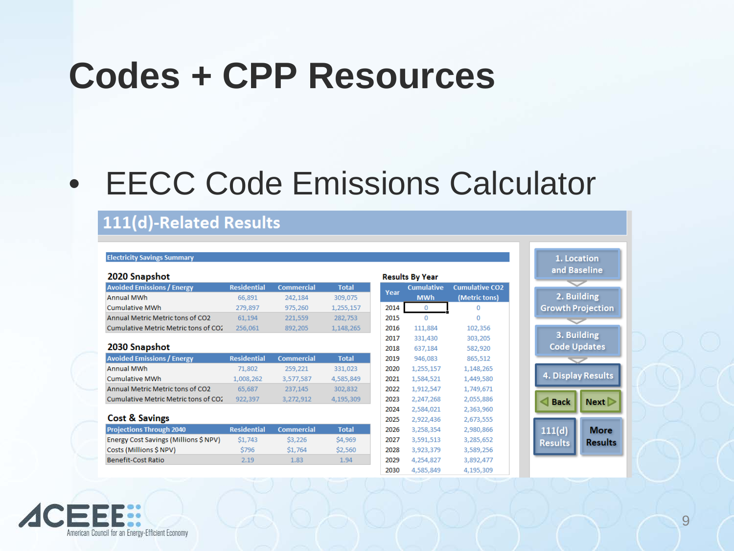# Codes + CPP Resources

- EECC Code Emissions Calculator

## 111(d)-Related Results

**Electricity Savings Summary**

### 2020 Snapshot

| Avoided Emissions / Energy | Residential | Commercial | Total |
|---|---|---|---|
| Annual MWh | 66,891 | 242,184 | 309,075 |
| Cumulative MWh | 279,897 | 975,260 | 1,255,157 |
| Annual Metric Metric tons of CO2 | 61,194 | 221,559 | 282,753 |
| Cumulative Metric Metric tons of CO2 | 256,061 | 892,205 | 1,148,265 |

### 2030 Snapshot

| Avoided Emissions / Energy | Residential | Commercial | Total |
|---|---|---|---|
| Annual MWh | 71,802 | 259,221 | 331,023 |
| Cumulative MWh | 1,008,262 | 3,577,587 | 4,585,849 |
| Annual Metric Metric tons of CO2 | 65,687 | 237,145 | 302,832 |
| Cumulative Metric Metric tons of CO2 | 922,397 | 3,272,912 | 4,195,309 |

### Cost & Savings

| Projections Through 2040 | Residential | Commercial | Total |
|---|---|---|---|
| Energy Cost Savings (Millions $ NPV) | $1,743 | $3,226 | $4,969 |
| Costs (Millions $ NPV) | $796 | $1,764 | $2,560 |
| Benefit-Cost Ratio | 2.19 | 1.83 | 1.94 |

### Results By Year

| Year | Cumulative MWh | Cumulative CO2 (Metric tons) |
|---|---|---|
| 2014 | 0 | 0 |
| 2015 | 0 | 0 |
| 2016 | 111,884 | 102,356 |
| 2017 | 331,430 | 303,205 |
| 2018 | 637,184 | 582,920 |
| 2019 | 946,083 | 865,512 |
| 2020 | 1,255,157 | 1,148,265 |
| 2021 | 1,584,521 | 1,449,580 |
| 2022 | 1,912,547 | 1,749,671 |
| 2023 | 2,247,268 | 2,055,886 |
| 2024 | 2,584,021 | 2,363,960 |
| 2025 | 2,922,436 | 2,673,555 |
| 2026 | 3,258,354 | 2,980,866 |
| 2027 | 3,591,513 | 3,285,652 |
| 2028 | 3,923,379 | 3,589,256 |
| 2029 | 4,254,827 | 3,892,477 |
| 2030 | 4,585,849 | 4,195,309 |

1. Location and Baseline
2. Building Growth Projection
3. Building Code Updates
4. Display Results

Back | Next

111(d) Results | More Results

ACEEE American Council for an Energy-Efficient Economy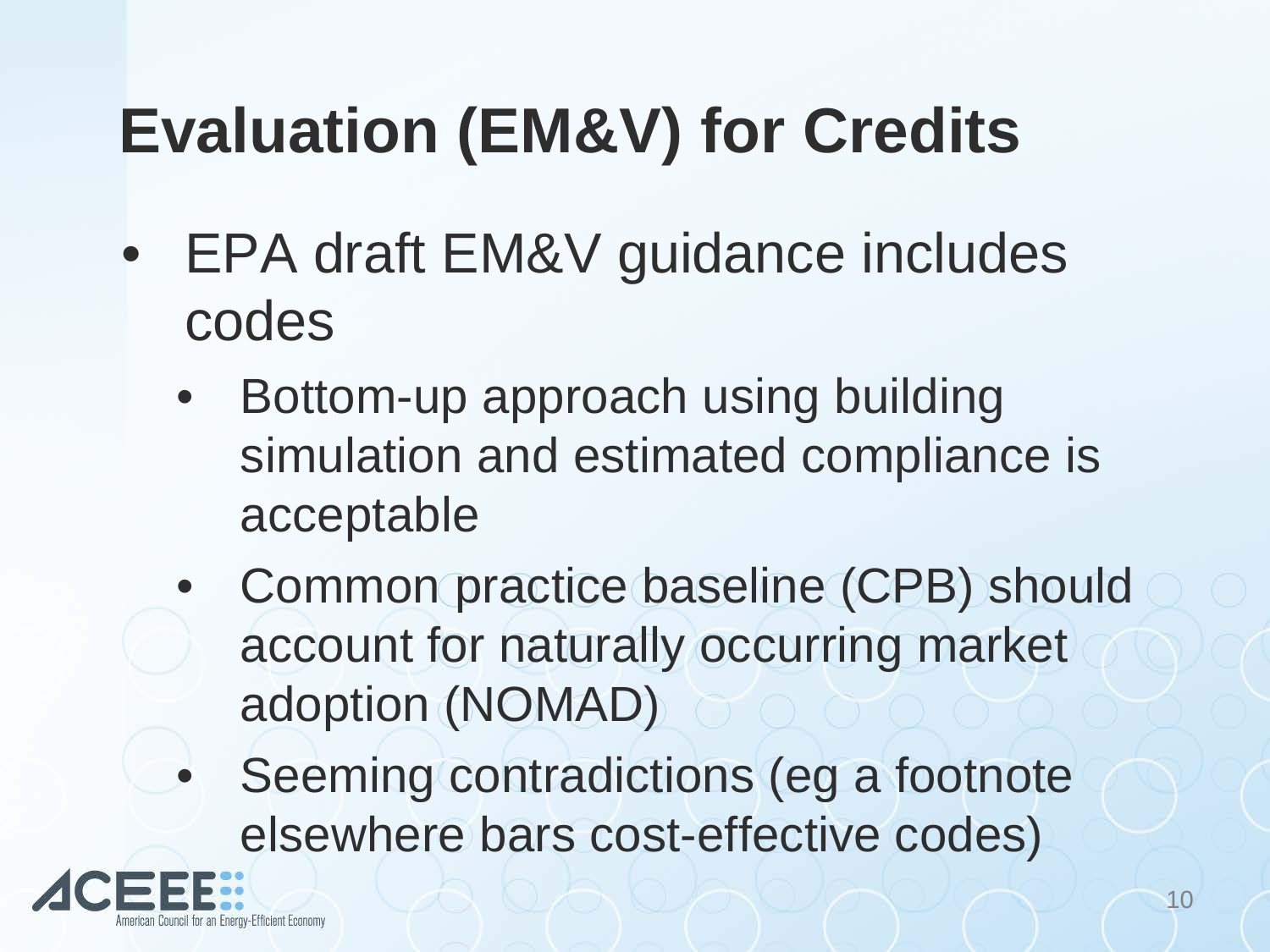# Evaluation (EM&V) for Credits

- EPA draft EM&V guidance includes codes
  - Bottom-up approach using building simulation and estimated compliance is acceptable
  - Common practice baseline (CPB) should account for naturally occurring market adoption (NOMAD)
  - Seeming contradictions (eg a footnote elsewhere bars cost-effective codes)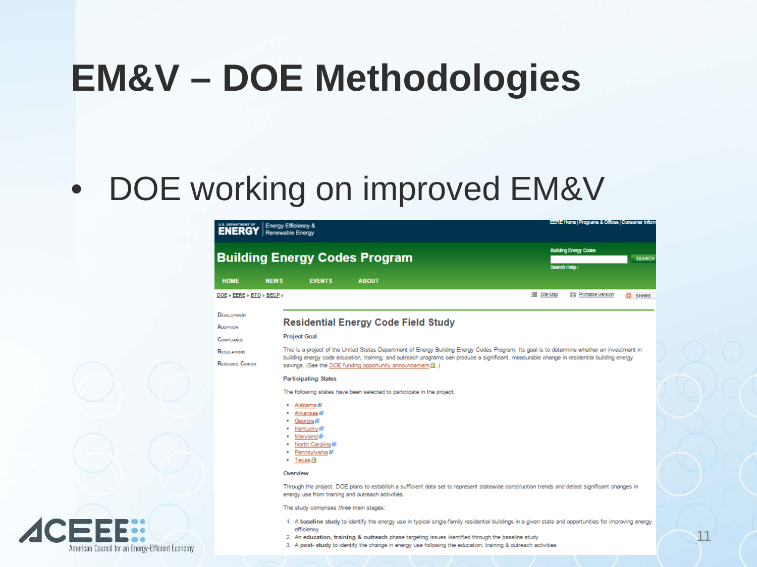# EM&V – DOE Methodologies

- DOE working on improved EM&V

U.S. DEPARTMENT OF ENERGY | Energy Efficiency & Renewable Energy

EERE Home | Programs & Offices | Consumer Inform

## Building Energy Codes Program

Building Energy Codes

SEARCH

Search Help »

HOME NEWS EVENTS ABOUT

DOE » EERE » BTO » BECP »

Site Map Printable Version SHARE

Development

Adoption

Compliance

Regulations

Resource Center

### Residential Energy Code Field Study

**Project Goal**

This is a project of the United States Department of Energy Building Energy Codes Program. Its goal is to determine whether an investment in building energy code education, training, and outreach programs can produce a significant, measurable change in residential building energy savings. (See the DOE funding opportunity announcement.)

**Participating States**

The following states have been selected to participate in the project.

- Alabama
- Arkansas
- Georgia
- Kentucky
- Maryland
- North Carolina
- Pennsylvania
- Texas

**Overview**

Through the project, DOE plans to establish a sufficient data set to represent statewide construction trends and detect significant changes in energy use from training and outreach activities.

The study comprises *three* main stages:

1. A **baseline study** to identify the energy use in typical single-family residential buildings in a given state and opportunities for improving energy efficiency
2. An **education, training & outreach** phase targeting issues identified through the baseline study
3. A **post- study** to identify the change in energy use following the education, training & outreach activities

ACEEE American Council for an Energy-Efficient Economy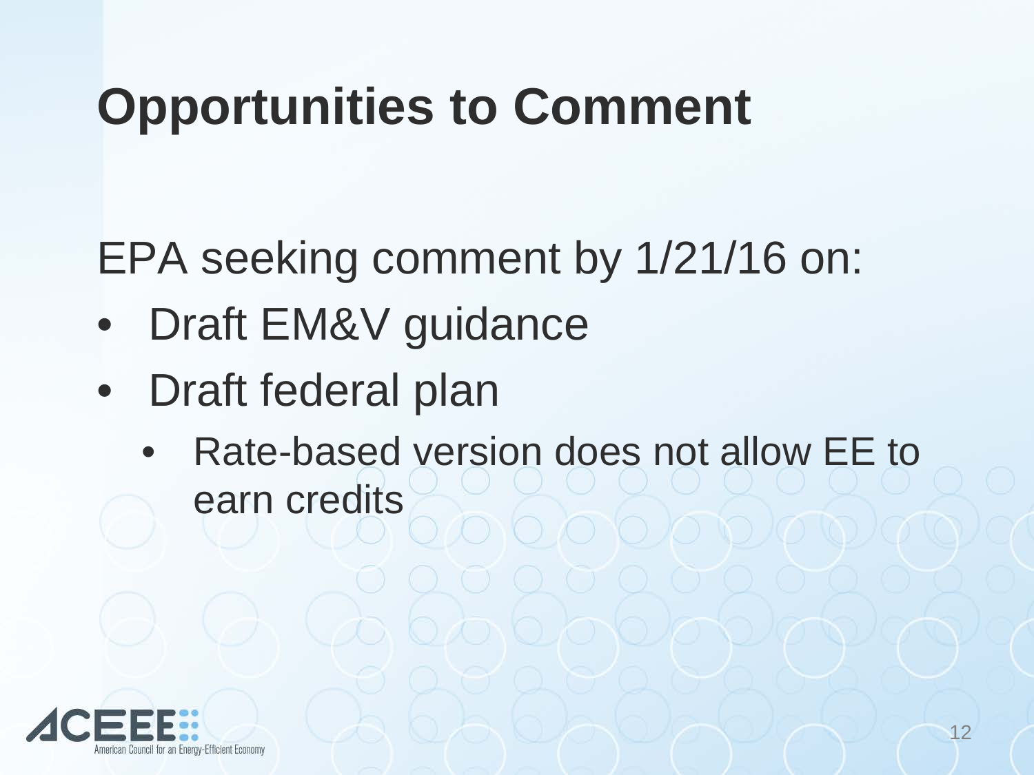# Opportunities to Comment

EPA seeking comment by 1/21/16 on:

- Draft EM&V guidance
- Draft federal plan
  - Rate-based version does not allow EE to earn credits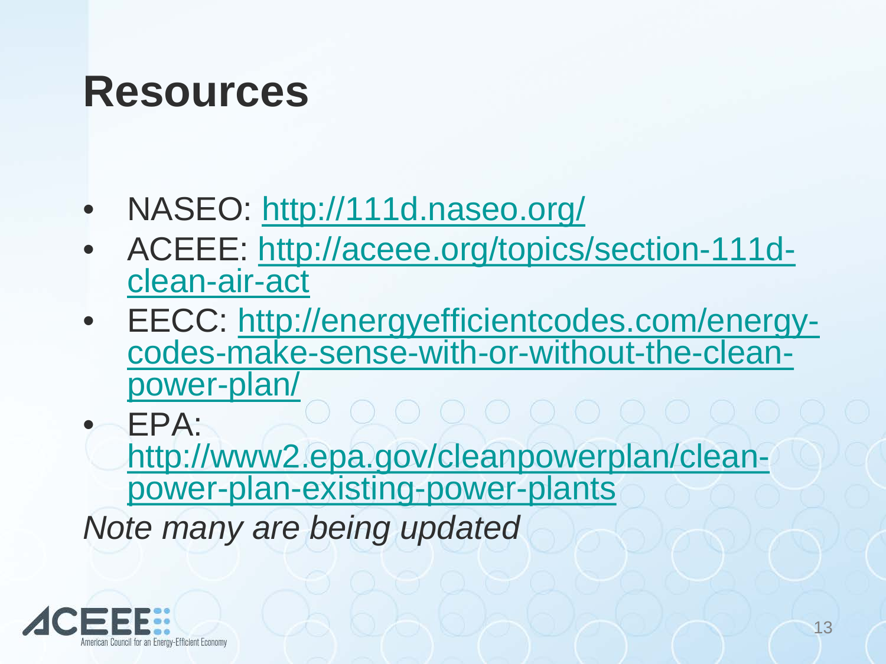# Resources

- NASEO: http://111d.naseo.org/
- ACEEE: http://aceee.org/topics/section-111d-clean-air-act
- EECC: http://energyefficientcodes.com/energy-codes-make-sense-with-or-without-the-clean-power-plan/
- EPA: http://www2.epa.gov/cleanpowerplan/clean-power-plan-existing-power-plants

*Note many are being updated*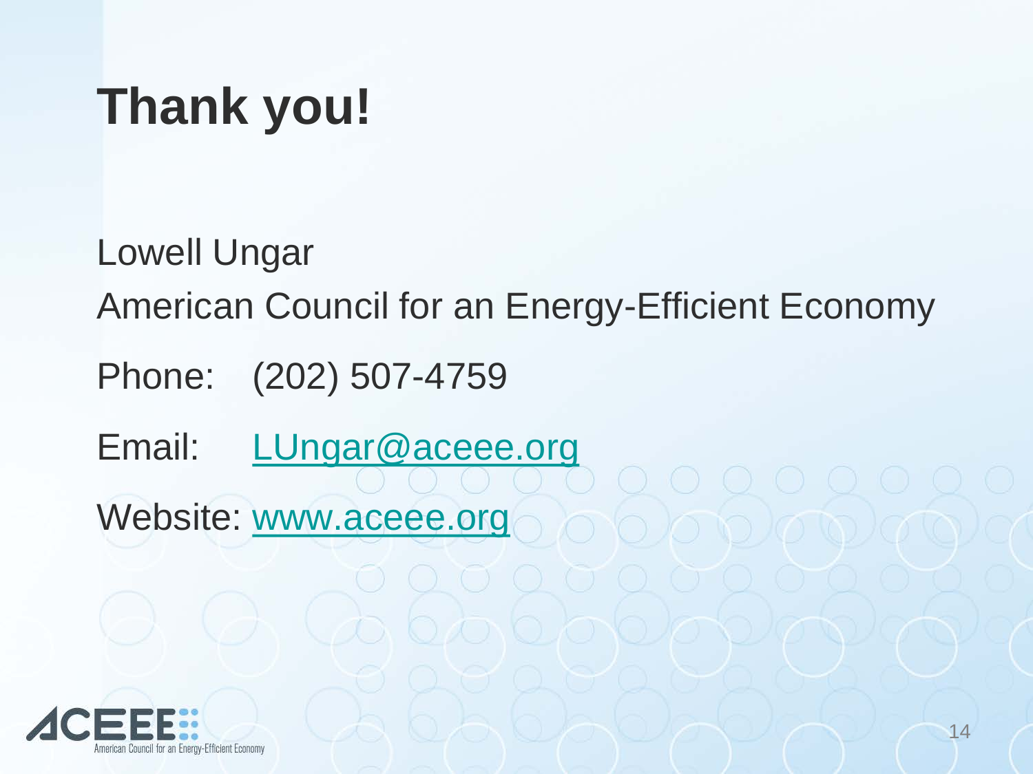# Thank you!

Lowell Ungar

American Council for an Energy-Efficient Economy

Phone: (202) 507-4759

Email: LUngar@aceee.org

Website: www.aceee.org

ACEEE American Council for an Energy-Efficient Economy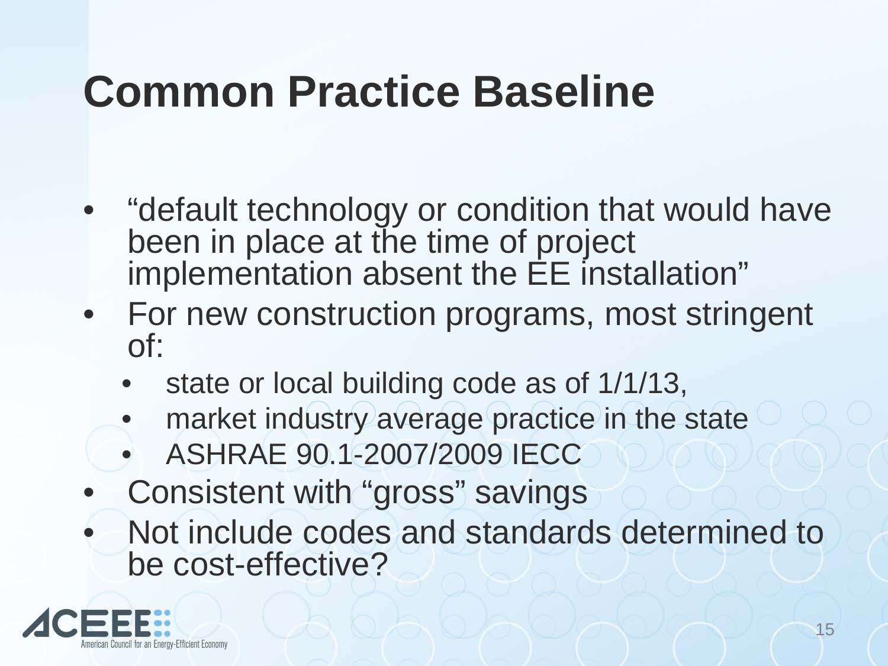# Common Practice Baseline

- "default technology or condition that would have been in place at the time of project implementation absent the EE installation"
- For new construction programs, most stringent of:
  - state or local building code as of 1/1/13,
  - market industry average practice in the state
  - ASHRAE 90.1-2007/2009 IECC
- Consistent with "gross" savings
- Not include codes and standards determined to be cost-effective?

ACEEE American Council for an Energy-Efficient Economy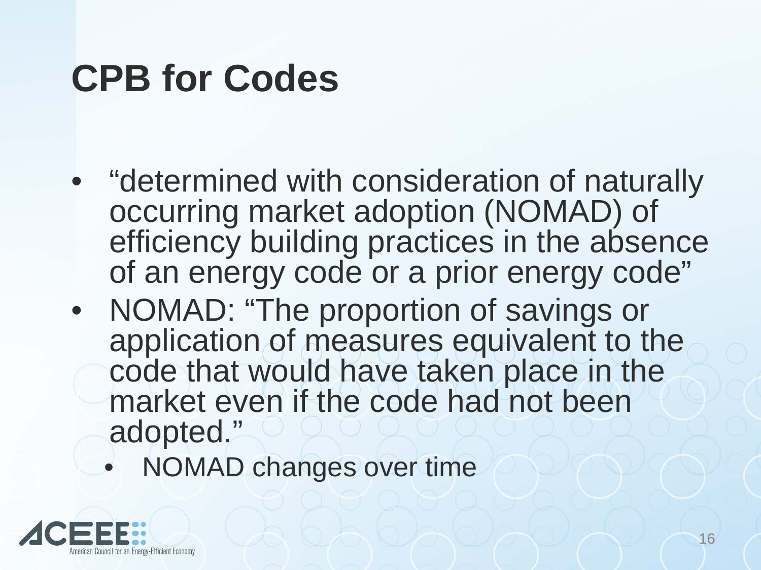# CPB for Codes

- "determined with consideration of naturally occurring market adoption (NOMAD) of efficiency building practices in the absence of an energy code or a prior energy code"
- NOMAD: "The proportion of savings or application of measures equivalent to the code that would have taken place in the market even if the code had not been adopted."
  - NOMAD changes over time